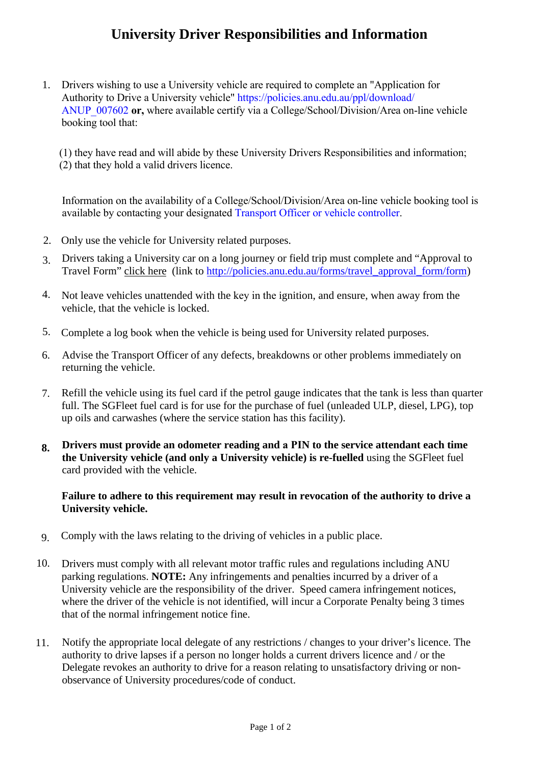# University Driver Responsibilities and Information

1. Drivers wishing to use a University vehicle are required to complete an "Application for Authority to Drive a University vehicle" https://policies.anu.edu.au/ppl/download/ANUP_007602 **or,** where available certify via a College/School/Division/Area on-line vehicle booking tool that:

   (1) they have read and will abide by these University Drivers Responsibilities and information;
   (2) that they hold a valid drivers licence.

   Information on the availability of a College/School/Division/Area on-line vehicle booking tool is available by contacting your designated Transport Officer or vehicle controller.

2. Only use the vehicle for University related purposes.

3. Drivers taking a University car on a long journey or field trip must complete and "Approval to Travel Form" click here (link to http://policies.anu.edu.au/forms/travel_approval_form/form)

4. Not leave vehicles unattended with the key in the ignition, and ensure, when away from the vehicle, that the vehicle is locked.

5. Complete a log book when the vehicle is being used for University related purposes.

6. Advise the Transport Officer of any defects, breakdowns or other problems immediately on returning the vehicle.

7. Refill the vehicle using its fuel card if the petrol gauge indicates that the tank is less than quarter full. The SGFleet fuel card is for use for the purchase of fuel (unleaded ULP, diesel, LPG), top up oils and carwashes (where the service station has this facility).

8. **Drivers must provide an odometer reading and a PIN to the service attendant each time the University vehicle (and only a University vehicle) is re-fuelled** using the SGFleet fuel card provided with the vehicle.

   **Failure to adhere to this requirement may result in revocation of the authority to drive a University vehicle.**

9. Comply with the laws relating to the driving of vehicles in a public place.

10. Drivers must comply with all relevant motor traffic rules and regulations including ANU parking regulations. **NOTE:** Any infringements and penalties incurred by a driver of a University vehicle are the responsibility of the driver. Speed camera infringement notices, where the driver of the vehicle is not identified, will incur a Corporate Penalty being 3 times that of the normal infringement notice fine.

11. Notify the appropriate local delegate of any restrictions / changes to your driver's licence. The authority to drive lapses if a person no longer holds a current drivers licence and / or the Delegate revokes an authority to drive for a reason relating to unsatisfactory driving or non-observance of University procedures/code of conduct.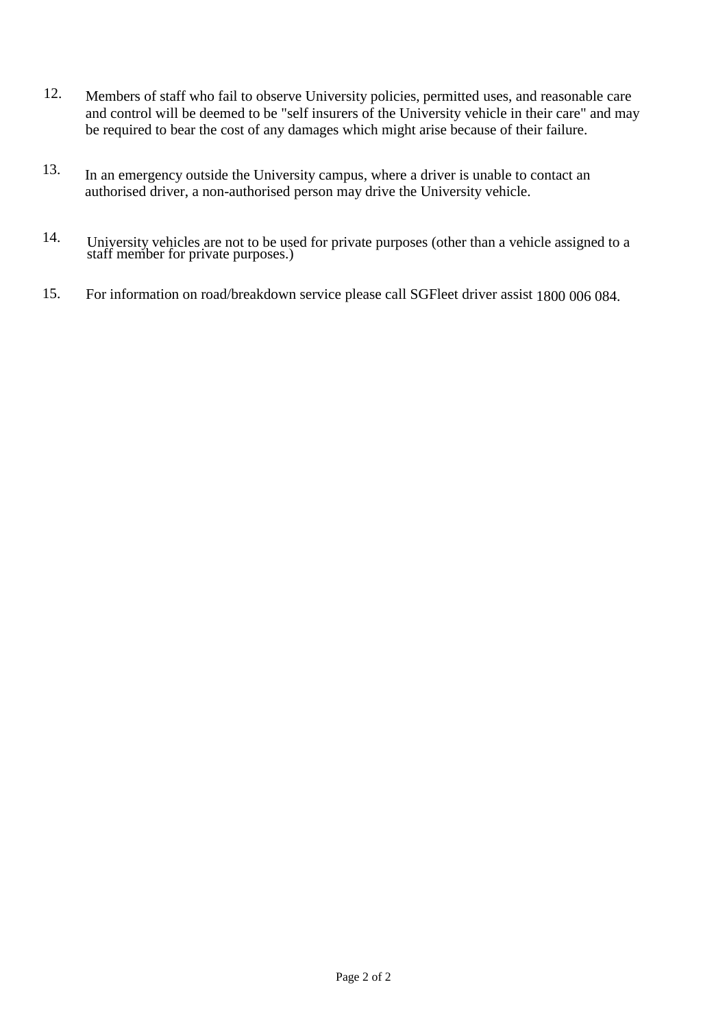12. Members of staff who fail to observe University policies, permitted uses, and reasonable care and control will be deemed to be "self insurers of the University vehicle in their care" and may be required to bear the cost of any damages which might arise because of their failure.

13. In an emergency outside the University campus, where a driver is unable to contact an authorised driver, a non-authorised person may drive the University vehicle.

14. University vehicles are not to be used for private purposes (other than a vehicle assigned to a staff member for private purposes.)

15. For information on road/breakdown service please call SGFleet driver assist 1800 006 084.